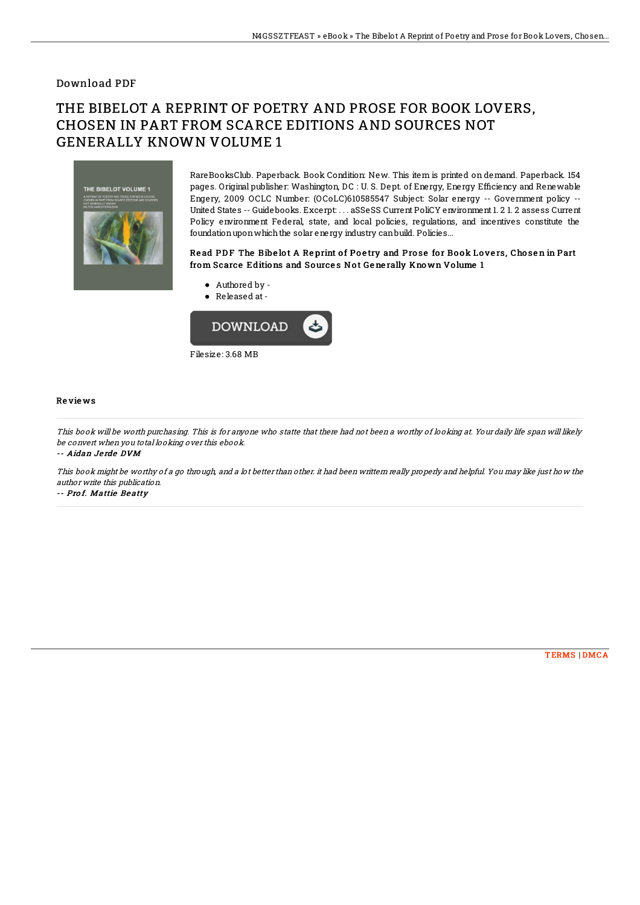Download PDF

# THE BIBELOT A REPRINT OF POETRY AND PROSE FOR BOOK LOVERS, CHOSEN IN PART FROM SCARCE EDITIONS AND SOURCES NOT GENERALLY KNOWN VOLUME 1

RareBooksClub. Paperback. Book Condition: New. This item is printed on demand. Paperback. 154 pages. Original publisher: Washington, DC : U. S. Dept. of Energy, Energy Efficiency and Renewable Engery, 2009 OCLC Number: (OCoLC)610585547 Subject: Solar energy -- Government policy -- United States -- Guidebooks. Excerpt: . . . aSSeSS Current PoliCY environment 1. 2 1. 2 assess Current Policy environment Federal, state, and local policies, regulations, and incentives constitute the foundation upon which the solar energy industry can build. Policies...

### Read PDF The Bibelot A Reprint of Poetry and Prose for Book Lovers, Chosen in Part from Scarce Editions and Sources Not Generally Known Volume 1

- Authored by -
- Released at -

Filesize: 3.68 MB

## Reviews

*This book will be worth purchasing. This is for anyone who statte that there had not been a worthy of looking at. Your daily life span will likely be convert when you total looking over this ebook.*

-- *Aidan Jerde DVM*

*This book might be worthy of a go through, and a lot better than other. it had been writtern really properly and helpful. You may like just how the author write this publication.*

-- *Prof. Mattie Beatty*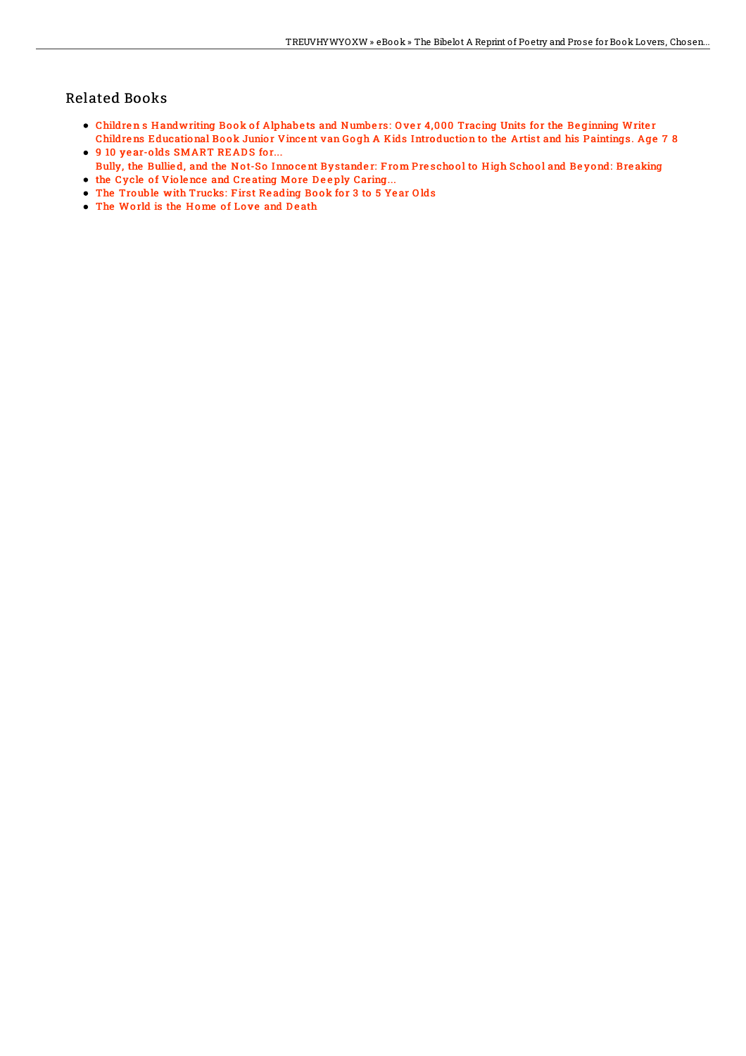## Related Books

- Children s Handwriting Book of Alphabets and Numbers: Over 4,000 Tracing Units for the Beginning Writer
  Childrens Educational Book Junior Vincent van Gogh A Kids Introduction to the Artist and his Paintings. Age 7 8
- 9 10 year-olds SMART READS for...
  Bully, the Bullied, and the Not-So Innocent Bystander: From Preschool to High School and Beyond: Breaking
- the Cycle of Violence and Creating More Deeply Caring...
- The Trouble with Trucks: First Reading Book for 3 to 5 Year Olds
- The World is the Home of Love and Death